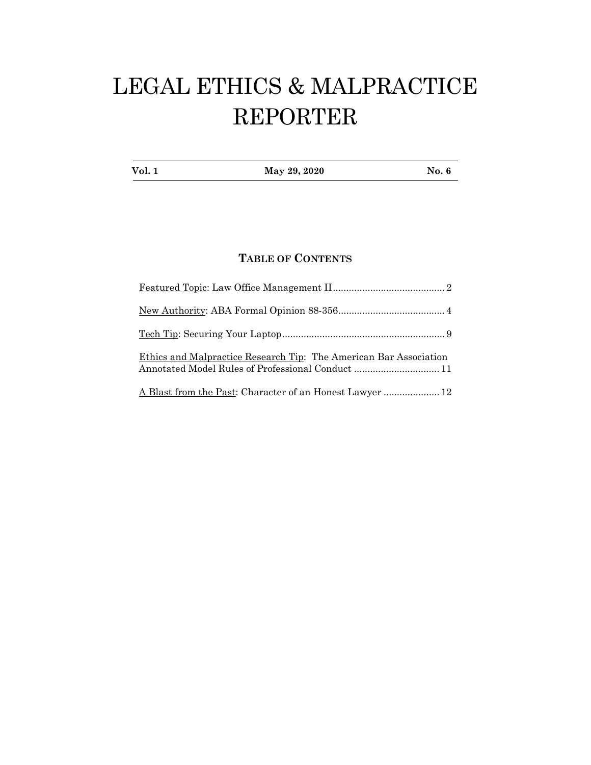# LEGAL ETHICS & MALPRACTICE REPORTER

| Vol. 1 | May 29, 2020 | No. 6 |
| --- | --- | --- |

## TABLE OF CONTENTS

Featured Topic: Law Office Management II .......................................... 2

New Authority: ABA Formal Opinion 88-356 ........................................ 4

Tech Tip: Securing Your Laptop ............................................................ 9

Ethics and Malpractice Research Tip: The American Bar Association Annotated Model Rules of Professional Conduct ................................ 11

A Blast from the Past: Character of an Honest Lawyer ..................... 12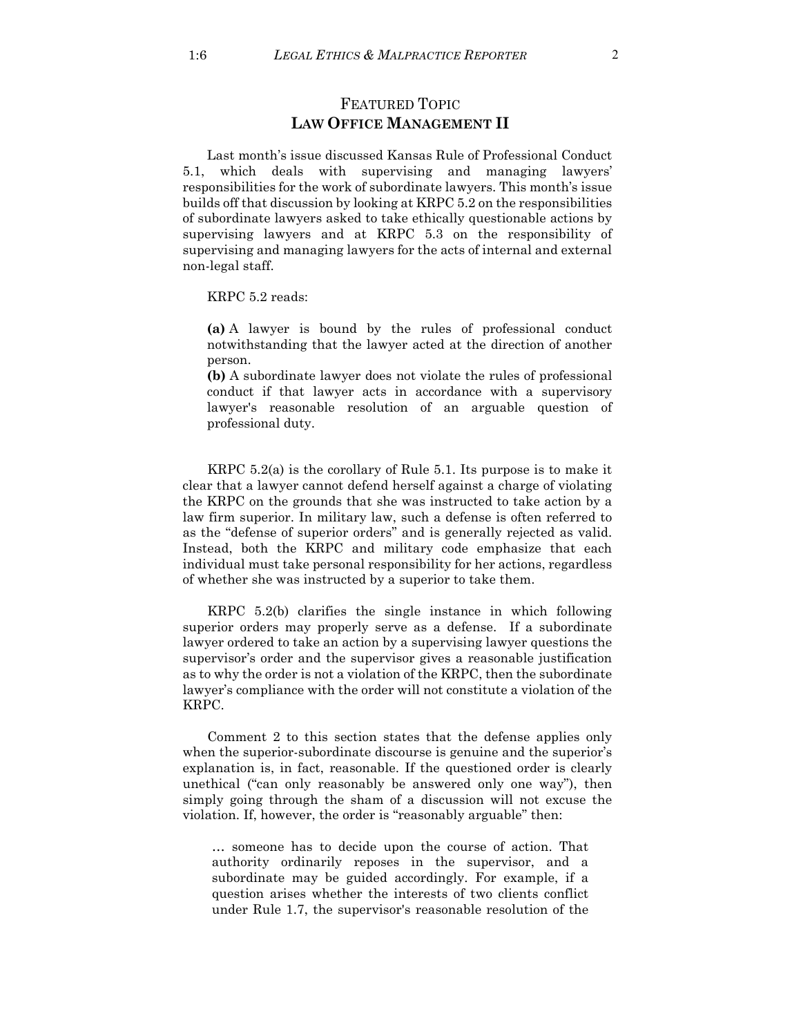## FEATURED TOPIC
## **LAW OFFICE MANAGEMENT II**

Last month's issue discussed Kansas Rule of Professional Conduct 5.1, which deals with supervising and managing lawyers' responsibilities for the work of subordinate lawyers. This month's issue builds off that discussion by looking at KRPC 5.2 on the responsibilities of subordinate lawyers asked to take ethically questionable actions by supervising lawyers and at KRPC 5.3 on the responsibility of supervising and managing lawyers for the acts of internal and external non-legal staff.

KRPC 5.2 reads:

> **(a)** A lawyer is bound by the rules of professional conduct notwithstanding that the lawyer acted at the direction of another person.
> **(b)** A subordinate lawyer does not violate the rules of professional conduct if that lawyer acts in accordance with a supervisory lawyer's reasonable resolution of an arguable question of professional duty.

KRPC 5.2(a) is the corollary of Rule 5.1. Its purpose is to make it clear that a lawyer cannot defend herself against a charge of violating the KRPC on the grounds that she was instructed to take action by a law firm superior. In military law, such a defense is often referred to as the "defense of superior orders" and is generally rejected as valid. Instead, both the KRPC and military code emphasize that each individual must take personal responsibility for her actions, regardless of whether she was instructed by a superior to take them.

KRPC 5.2(b) clarifies the single instance in which following superior orders may properly serve as a defense. If a subordinate lawyer ordered to take an action by a supervising lawyer questions the supervisor's order and the supervisor gives a reasonable justification as to why the order is not a violation of the KRPC, then the subordinate lawyer's compliance with the order will not constitute a violation of the KRPC.

Comment 2 to this section states that the defense applies only when the superior-subordinate discourse is genuine and the superior's explanation is, in fact, reasonable. If the questioned order is clearly unethical ("can only reasonably be answered only one way"), then simply going through the sham of a discussion will not excuse the violation. If, however, the order is "reasonably arguable" then:

> … someone has to decide upon the course of action. That authority ordinarily reposes in the supervisor, and a subordinate may be guided accordingly. For example, if a question arises whether the interests of two clients conflict under Rule 1.7, the supervisor's reasonable resolution of the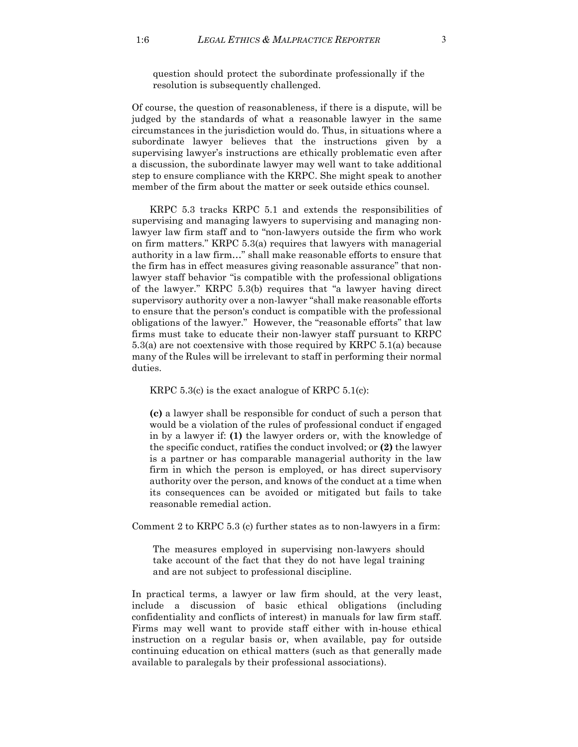question should protect the subordinate professionally if the resolution is subsequently challenged.

Of course, the question of reasonableness, if there is a dispute, will be judged by the standards of what a reasonable lawyer in the same circumstances in the jurisdiction would do. Thus, in situations where a subordinate lawyer believes that the instructions given by a supervising lawyer's instructions are ethically problematic even after a discussion, the subordinate lawyer may well want to take additional step to ensure compliance with the KRPC. She might speak to another member of the firm about the matter or seek outside ethics counsel.

KRPC 5.3 tracks KRPC 5.1 and extends the responsibilities of supervising and managing lawyers to supervising and managing non-lawyer law firm staff and to "non-lawyers outside the firm who work on firm matters." KRPC 5.3(a) requires that lawyers with managerial authority in a law firm…" shall make reasonable efforts to ensure that the firm has in effect measures giving reasonable assurance" that non-lawyer staff behavior "is compatible with the professional obligations of the lawyer." KRPC 5.3(b) requires that "a lawyer having direct supervisory authority over a non-lawyer "shall make reasonable efforts to ensure that the person's conduct is compatible with the professional obligations of the lawyer." However, the "reasonable efforts" that law firms must take to educate their non-lawyer staff pursuant to KRPC 5.3(a) are not coextensive with those required by KRPC 5.1(a) because many of the Rules will be irrelevant to staff in performing their normal duties.

KRPC 5.3(c) is the exact analogue of KRPC 5.1(c):

> **(c)** a lawyer shall be responsible for conduct of such a person that would be a violation of the rules of professional conduct if engaged in by a lawyer if: **(1)** the lawyer orders or, with the knowledge of the specific conduct, ratifies the conduct involved; or **(2)** the lawyer is a partner or has comparable managerial authority in the law firm in which the person is employed, or has direct supervisory authority over the person, and knows of the conduct at a time when its consequences can be avoided or mitigated but fails to take reasonable remedial action.

Comment 2 to KRPC 5.3 (c) further states as to non-lawyers in a firm:

> The measures employed in supervising non-lawyers should take account of the fact that they do not have legal training and are not subject to professional discipline.

In practical terms, a lawyer or law firm should, at the very least, include a discussion of basic ethical obligations (including confidentiality and conflicts of interest) in manuals for law firm staff. Firms may well want to provide staff either with in-house ethical instruction on a regular basis or, when available, pay for outside continuing education on ethical matters (such as that generally made available to paralegals by their professional associations).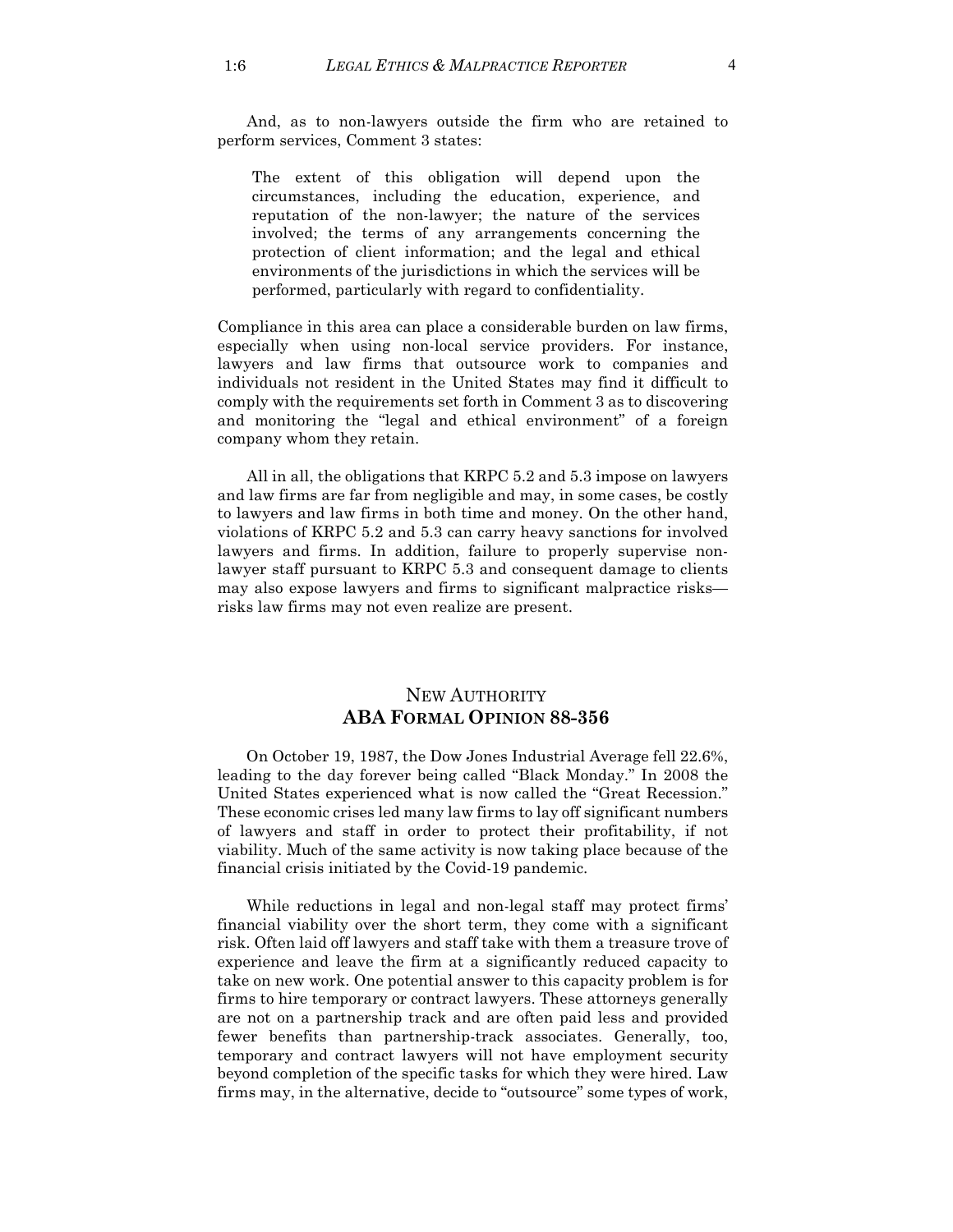And, as to non-lawyers outside the firm who are retained to perform services, Comment 3 states:

> The extent of this obligation will depend upon the circumstances, including the education, experience, and reputation of the non-lawyer; the nature of the services involved; the terms of any arrangements concerning the protection of client information; and the legal and ethical environments of the jurisdictions in which the services will be performed, particularly with regard to confidentiality.

Compliance in this area can place a considerable burden on law firms, especially when using non-local service providers. For instance, lawyers and law firms that outsource work to companies and individuals not resident in the United States may find it difficult to comply with the requirements set forth in Comment 3 as to discovering and monitoring the "legal and ethical environment" of a foreign company whom they retain.

All in all, the obligations that KRPC 5.2 and 5.3 impose on lawyers and law firms are far from negligible and may, in some cases, be costly to lawyers and law firms in both time and money. On the other hand, violations of KRPC 5.2 and 5.3 can carry heavy sanctions for involved lawyers and firms. In addition, failure to properly supervise non-lawyer staff pursuant to KRPC 5.3 and consequent damage to clients may also expose lawyers and firms to significant malpractice risks—risks law firms may not even realize are present.

## NEW AUTHORITY
## **ABA FORMAL OPINION 88-356**

On October 19, 1987, the Dow Jones Industrial Average fell 22.6%, leading to the day forever being called "Black Monday." In 2008 the United States experienced what is now called the "Great Recession." These economic crises led many law firms to lay off significant numbers of lawyers and staff in order to protect their profitability, if not viability. Much of the same activity is now taking place because of the financial crisis initiated by the Covid-19 pandemic.

While reductions in legal and non-legal staff may protect firms' financial viability over the short term, they come with a significant risk. Often laid off lawyers and staff take with them a treasure trove of experience and leave the firm at a significantly reduced capacity to take on new work. One potential answer to this capacity problem is for firms to hire temporary or contract lawyers. These attorneys generally are not on a partnership track and are often paid less and provided fewer benefits than partnership-track associates. Generally, too, temporary and contract lawyers will not have employment security beyond completion of the specific tasks for which they were hired. Law firms may, in the alternative, decide to "outsource" some types of work,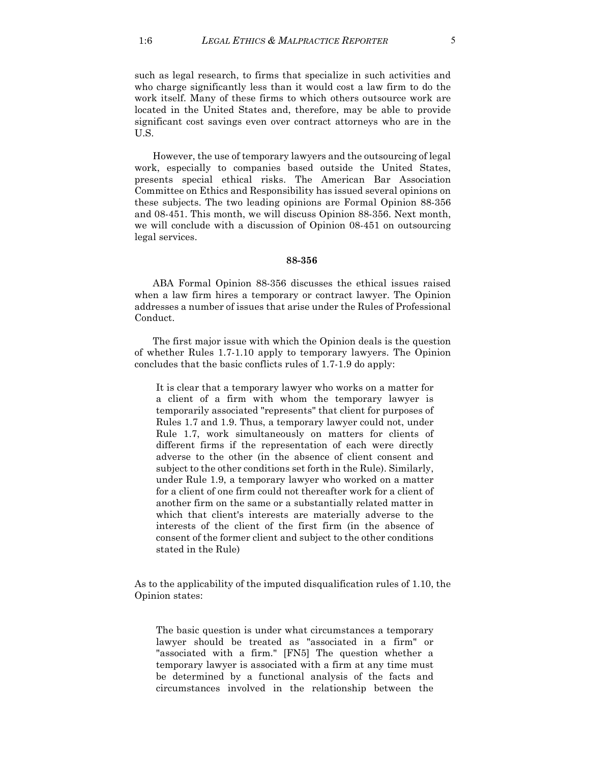such as legal research, to firms that specialize in such activities and who charge significantly less than it would cost a law firm to do the work itself. Many of these firms to which others outsource work are located in the United States and, therefore, may be able to provide significant cost savings even over contract attorneys who are in the U.S.

However, the use of temporary lawyers and the outsourcing of legal work, especially to companies based outside the United States, presents special ethical risks. The American Bar Association Committee on Ethics and Responsibility has issued several opinions on these subjects. The two leading opinions are Formal Opinion 88-356 and 08-451. This month, we will discuss Opinion 88-356. Next month, we will conclude with a discussion of Opinion 08-451 on outsourcing legal services.

**88-356**

ABA Formal Opinion 88-356 discusses the ethical issues raised when a law firm hires a temporary or contract lawyer. The Opinion addresses a number of issues that arise under the Rules of Professional Conduct.

The first major issue with which the Opinion deals is the question of whether Rules 1.7-1.10 apply to temporary lawyers. The Opinion concludes that the basic conflicts rules of 1.7-1.9 do apply:

> It is clear that a temporary lawyer who works on a matter for a client of a firm with whom the temporary lawyer is temporarily associated "represents" that client for purposes of Rules 1.7 and 1.9. Thus, a temporary lawyer could not, under Rule 1.7, work simultaneously on matters for clients of different firms if the representation of each were directly adverse to the other (in the absence of client consent and subject to the other conditions set forth in the Rule). Similarly, under Rule 1.9, a temporary lawyer who worked on a matter for a client of one firm could not thereafter work for a client of another firm on the same or a substantially related matter in which that client's interests are materially adverse to the interests of the client of the first firm (in the absence of consent of the former client and subject to the other conditions stated in the Rule)

As to the applicability of the imputed disqualification rules of 1.10, the Opinion states:

> The basic question is under what circumstances a temporary lawyer should be treated as "associated in a firm" or "associated with a firm." [FN5] The question whether a temporary lawyer is associated with a firm at any time must be determined by a functional analysis of the facts and circumstances involved in the relationship between the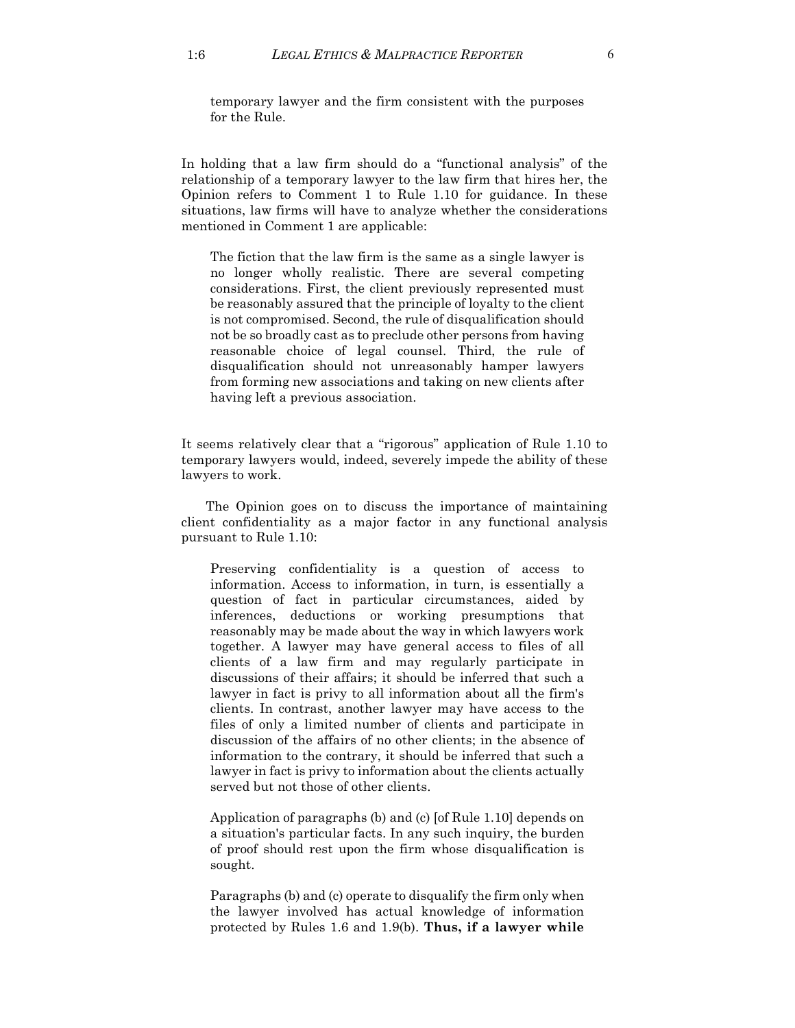> temporary lawyer and the firm consistent with the purposes for the Rule.

In holding that a law firm should do a "functional analysis" of the relationship of a temporary lawyer to the law firm that hires her, the Opinion refers to Comment 1 to Rule 1.10 for guidance. In these situations, law firms will have to analyze whether the considerations mentioned in Comment 1 are applicable:

> The fiction that the law firm is the same as a single lawyer is no longer wholly realistic. There are several competing considerations. First, the client previously represented must be reasonably assured that the principle of loyalty to the client is not compromised. Second, the rule of disqualification should not be so broadly cast as to preclude other persons from having reasonable choice of legal counsel. Third, the rule of disqualification should not unreasonably hamper lawyers from forming new associations and taking on new clients after having left a previous association.

It seems relatively clear that a "rigorous" application of Rule 1.10 to temporary lawyers would, indeed, severely impede the ability of these lawyers to work.

The Opinion goes on to discuss the importance of maintaining client confidentiality as a major factor in any functional analysis pursuant to Rule 1.10:

> Preserving confidentiality is a question of access to information. Access to information, in turn, is essentially a question of fact in particular circumstances, aided by inferences, deductions or working presumptions that reasonably may be made about the way in which lawyers work together. A lawyer may have general access to files of all clients of a law firm and may regularly participate in discussions of their affairs; it should be inferred that such a lawyer in fact is privy to all information about all the firm's clients. In contrast, another lawyer may have access to the files of only a limited number of clients and participate in discussion of the affairs of no other clients; in the absence of information to the contrary, it should be inferred that such a lawyer in fact is privy to information about the clients actually served but not those of other clients.
>
> Application of paragraphs (b) and (c) [of Rule 1.10] depends on a situation's particular facts. In any such inquiry, the burden of proof should rest upon the firm whose disqualification is sought.
>
> Paragraphs (b) and (c) operate to disqualify the firm only when the lawyer involved has actual knowledge of information protected by Rules 1.6 and 1.9(b). **Thus, if a lawyer while**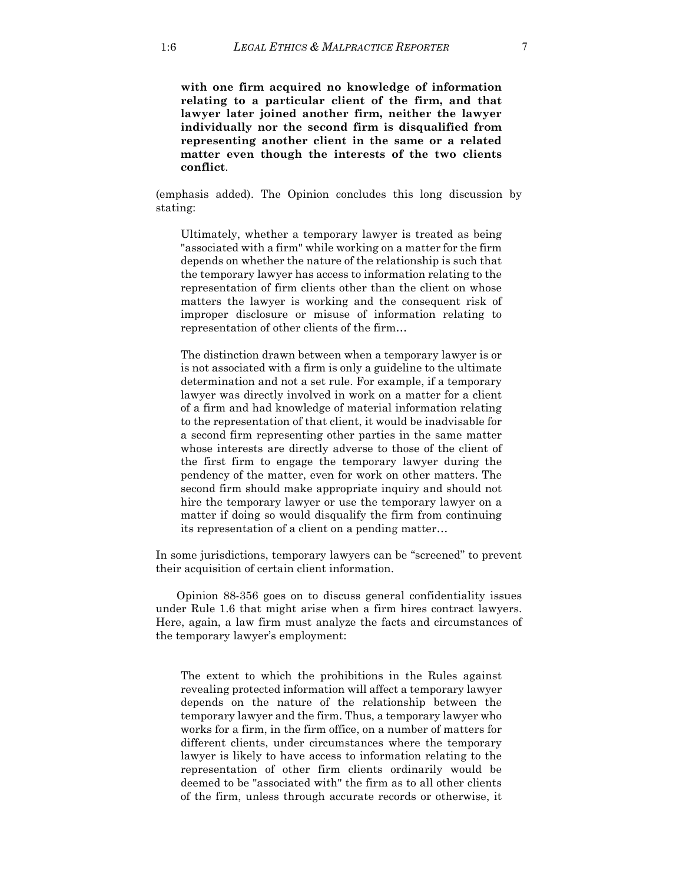> **with one firm acquired no knowledge of information relating to a particular client of the firm, and that lawyer later joined another firm, neither the lawyer individually nor the second firm is disqualified from representing another client in the same or a related matter even though the interests of the two clients conflict**.

(emphasis added). The Opinion concludes this long discussion by stating:

> Ultimately, whether a temporary lawyer is treated as being "associated with a firm" while working on a matter for the firm depends on whether the nature of the relationship is such that the temporary lawyer has access to information relating to the representation of firm clients other than the client on whose matters the lawyer is working and the consequent risk of improper disclosure or misuse of information relating to representation of other clients of the firm…
>
> The distinction drawn between when a temporary lawyer is or is not associated with a firm is only a guideline to the ultimate determination and not a set rule. For example, if a temporary lawyer was directly involved in work on a matter for a client of a firm and had knowledge of material information relating to the representation of that client, it would be inadvisable for a second firm representing other parties in the same matter whose interests are directly adverse to those of the client of the first firm to engage the temporary lawyer during the pendency of the matter, even for work on other matters. The second firm should make appropriate inquiry and should not hire the temporary lawyer or use the temporary lawyer on a matter if doing so would disqualify the firm from continuing its representation of a client on a pending matter…

In some jurisdictions, temporary lawyers can be "screened" to prevent their acquisition of certain client information.

Opinion 88-356 goes on to discuss general confidentiality issues under Rule 1.6 that might arise when a firm hires contract lawyers. Here, again, a law firm must analyze the facts and circumstances of the temporary lawyer's employment:

> The extent to which the prohibitions in the Rules against revealing protected information will affect a temporary lawyer depends on the nature of the relationship between the temporary lawyer and the firm. Thus, a temporary lawyer who works for a firm, in the firm office, on a number of matters for different clients, under circumstances where the temporary lawyer is likely to have access to information relating to the representation of other firm clients ordinarily would be deemed to be "associated with" the firm as to all other clients of the firm, unless through accurate records or otherwise, it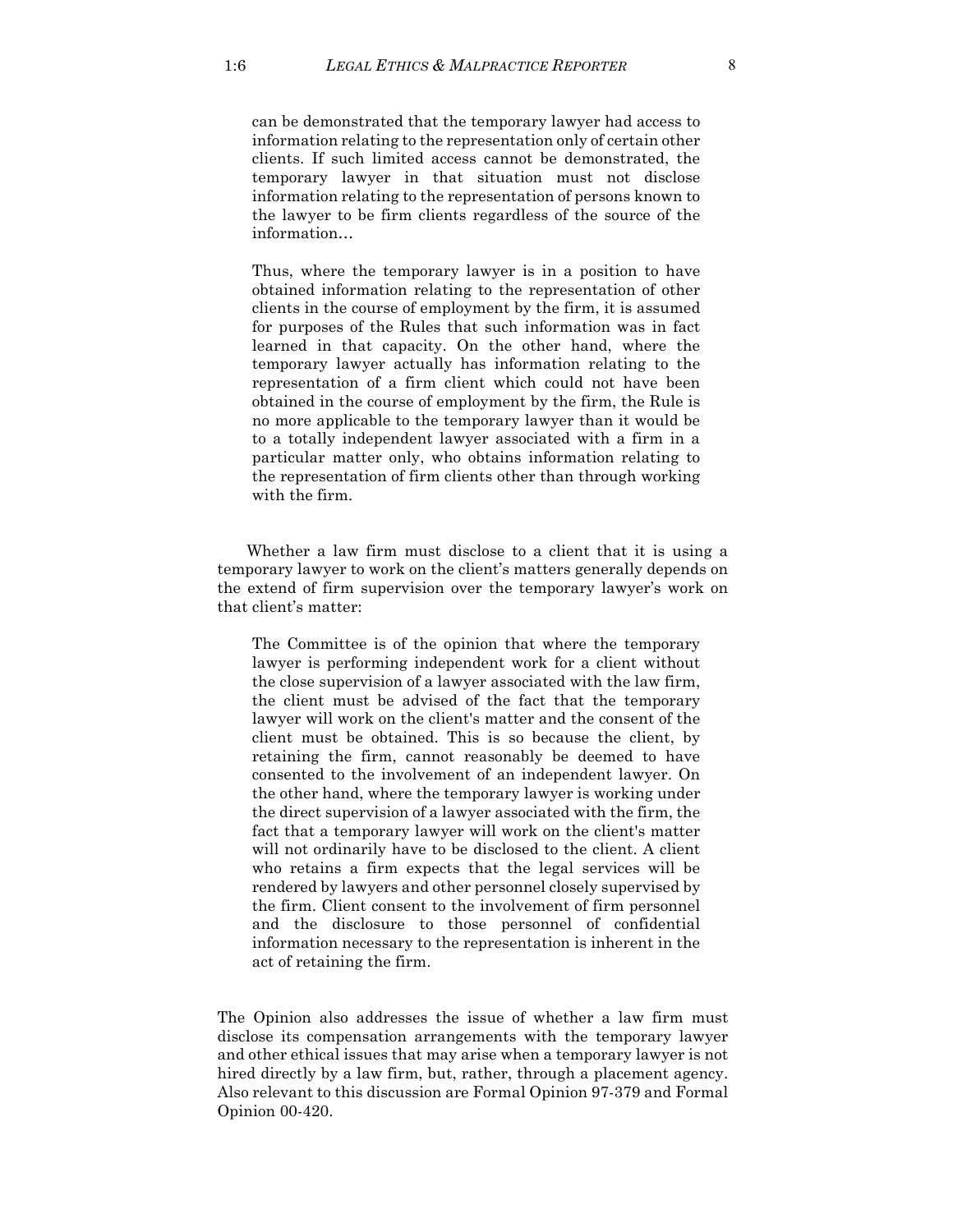> can be demonstrated that the temporary lawyer had access to information relating to the representation only of certain other clients. If such limited access cannot be demonstrated, the temporary lawyer in that situation must not disclose information relating to the representation of persons known to the lawyer to be firm clients regardless of the source of the information…
>
> Thus, where the temporary lawyer is in a position to have obtained information relating to the representation of other clients in the course of employment by the firm, it is assumed for purposes of the Rules that such information was in fact learned in that capacity. On the other hand, where the temporary lawyer actually has information relating to the representation of a firm client which could not have been obtained in the course of employment by the firm, the Rule is no more applicable to the temporary lawyer than it would be to a totally independent lawyer associated with a firm in a particular matter only, who obtains information relating to the representation of firm clients other than through working with the firm.

Whether a law firm must disclose to a client that it is using a temporary lawyer to work on the client's matters generally depends on the extend of firm supervision over the temporary lawyer's work on that client's matter:

> The Committee is of the opinion that where the temporary lawyer is performing independent work for a client without the close supervision of a lawyer associated with the law firm, the client must be advised of the fact that the temporary lawyer will work on the client's matter and the consent of the client must be obtained. This is so because the client, by retaining the firm, cannot reasonably be deemed to have consented to the involvement of an independent lawyer. On the other hand, where the temporary lawyer is working under the direct supervision of a lawyer associated with the firm, the fact that a temporary lawyer will work on the client's matter will not ordinarily have to be disclosed to the client. A client who retains a firm expects that the legal services will be rendered by lawyers and other personnel closely supervised by the firm. Client consent to the involvement of firm personnel and the disclosure to those personnel of confidential information necessary to the representation is inherent in the act of retaining the firm.

The Opinion also addresses the issue of whether a law firm must disclose its compensation arrangements with the temporary lawyer and other ethical issues that may arise when a temporary lawyer is not hired directly by a law firm, but, rather, through a placement agency. Also relevant to this discussion are Formal Opinion 97-379 and Formal Opinion 00-420.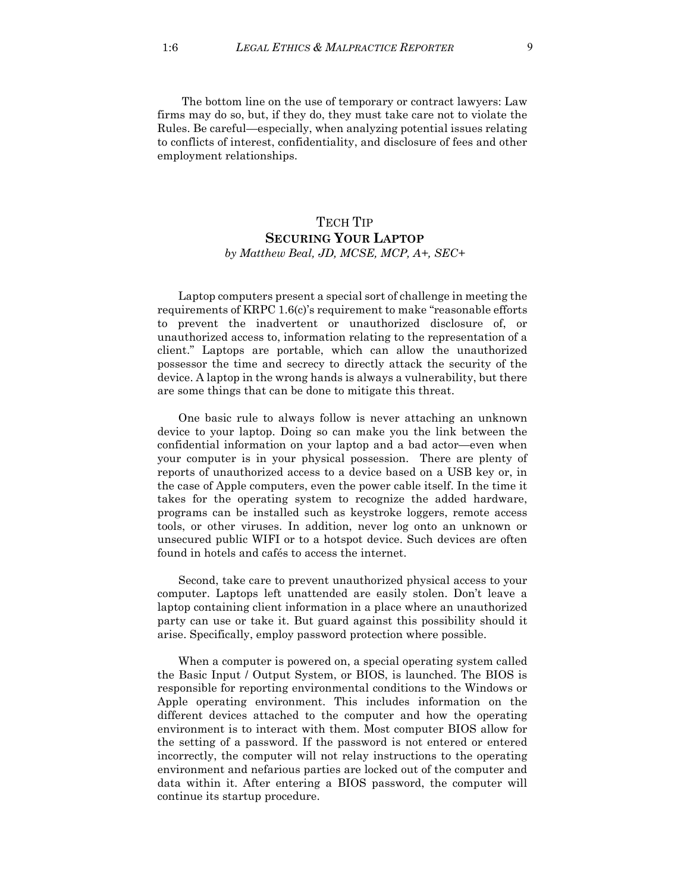The bottom line on the use of temporary or contract lawyers: Law firms may do so, but, if they do, they must take care not to violate the Rules. Be careful—especially, when analyzing potential issues relating to conflicts of interest, confidentiality, and disclosure of fees and other employment relationships.

## TECH TIP
## SECURING YOUR LAPTOP
*by Matthew Beal, JD, MCSE, MCP, A+, SEC+*

Laptop computers present a special sort of challenge in meeting the requirements of KRPC 1.6(c)'s requirement to make "reasonable efforts to prevent the inadvertent or unauthorized disclosure of, or unauthorized access to, information relating to the representation of a client." Laptops are portable, which can allow the unauthorized possessor the time and secrecy to directly attack the security of the device. A laptop in the wrong hands is always a vulnerability, but there are some things that can be done to mitigate this threat.

One basic rule to always follow is never attaching an unknown device to your laptop. Doing so can make you the link between the confidential information on your laptop and a bad actor—even when your computer is in your physical possession. There are plenty of reports of unauthorized access to a device based on a USB key or, in the case of Apple computers, even the power cable itself. In the time it takes for the operating system to recognize the added hardware, programs can be installed such as keystroke loggers, remote access tools, or other viruses. In addition, never log onto an unknown or unsecured public WIFI or to a hotspot device. Such devices are often found in hotels and cafés to access the internet.

Second, take care to prevent unauthorized physical access to your computer. Laptops left unattended are easily stolen. Don't leave a laptop containing client information in a place where an unauthorized party can use or take it. But guard against this possibility should it arise. Specifically, employ password protection where possible.

When a computer is powered on, a special operating system called the Basic Input / Output System, or BIOS, is launched. The BIOS is responsible for reporting environmental conditions to the Windows or Apple operating environment. This includes information on the different devices attached to the computer and how the operating environment is to interact with them. Most computer BIOS allow for the setting of a password. If the password is not entered or entered incorrectly, the computer will not relay instructions to the operating environment and nefarious parties are locked out of the computer and data within it. After entering a BIOS password, the computer will continue its startup procedure.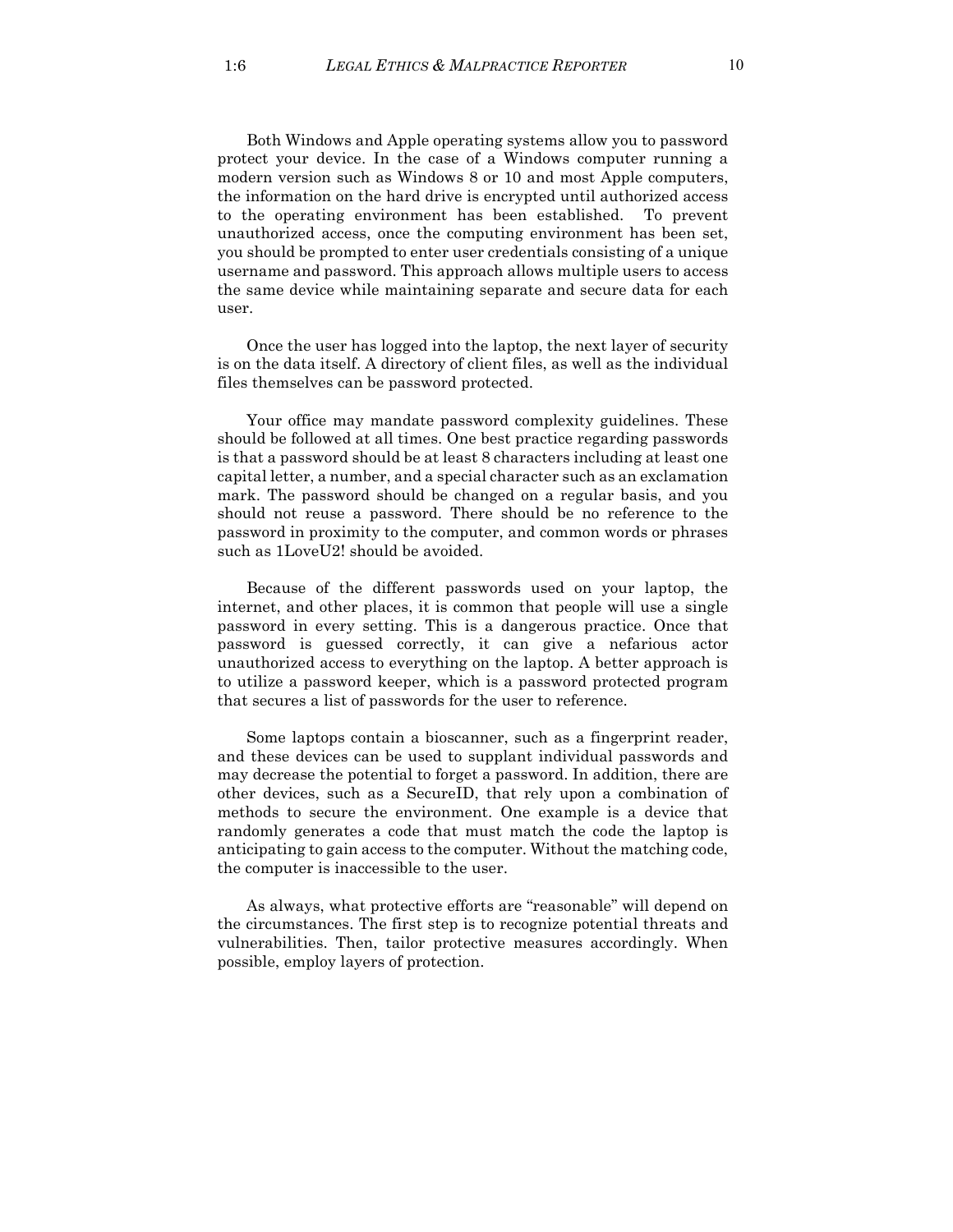Both Windows and Apple operating systems allow you to password protect your device. In the case of a Windows computer running a modern version such as Windows 8 or 10 and most Apple computers, the information on the hard drive is encrypted until authorized access to the operating environment has been established. To prevent unauthorized access, once the computing environment has been set, you should be prompted to enter user credentials consisting of a unique username and password. This approach allows multiple users to access the same device while maintaining separate and secure data for each user.

Once the user has logged into the laptop, the next layer of security is on the data itself. A directory of client files, as well as the individual files themselves can be password protected.

Your office may mandate password complexity guidelines. These should be followed at all times. One best practice regarding passwords is that a password should be at least 8 characters including at least one capital letter, a number, and a special character such as an exclamation mark. The password should be changed on a regular basis, and you should not reuse a password. There should be no reference to the password in proximity to the computer, and common words or phrases such as 1LoveU2! should be avoided.

Because of the different passwords used on your laptop, the internet, and other places, it is common that people will use a single password in every setting. This is a dangerous practice. Once that password is guessed correctly, it can give a nefarious actor unauthorized access to everything on the laptop. A better approach is to utilize a password keeper, which is a password protected program that secures a list of passwords for the user to reference.

Some laptops contain a bioscanner, such as a fingerprint reader, and these devices can be used to supplant individual passwords and may decrease the potential to forget a password. In addition, there are other devices, such as a SecureID, that rely upon a combination of methods to secure the environment. One example is a device that randomly generates a code that must match the code the laptop is anticipating to gain access to the computer. Without the matching code, the computer is inaccessible to the user.

As always, what protective efforts are "reasonable" will depend on the circumstances. The first step is to recognize potential threats and vulnerabilities. Then, tailor protective measures accordingly. When possible, employ layers of protection.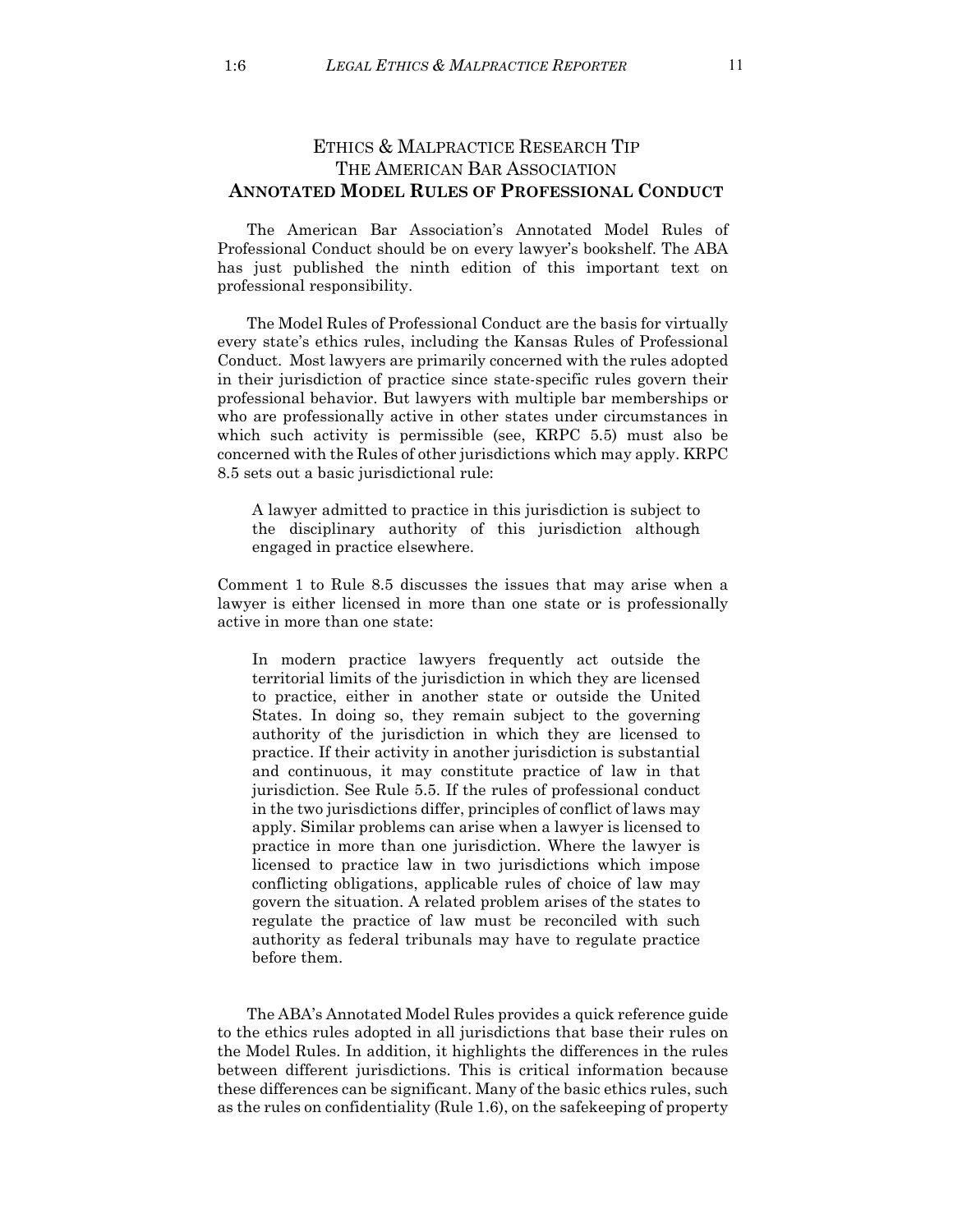## ETHICS & MALPRACTICE RESEARCH TIP
## THE AMERICAN BAR ASSOCIATION
## **ANNOTATED MODEL RULES OF PROFESSIONAL CONDUCT**

The American Bar Association's Annotated Model Rules of Professional Conduct should be on every lawyer's bookshelf. The ABA has just published the ninth edition of this important text on professional responsibility.

The Model Rules of Professional Conduct are the basis for virtually every state's ethics rules, including the Kansas Rules of Professional Conduct. Most lawyers are primarily concerned with the rules adopted in their jurisdiction of practice since state-specific rules govern their professional behavior. But lawyers with multiple bar memberships or who are professionally active in other states under circumstances in which such activity is permissible (see, KRPC 5.5) must also be concerned with the Rules of other jurisdictions which may apply. KRPC 8.5 sets out a basic jurisdictional rule:

> A lawyer admitted to practice in this jurisdiction is subject to the disciplinary authority of this jurisdiction although engaged in practice elsewhere.

Comment 1 to Rule 8.5 discusses the issues that may arise when a lawyer is either licensed in more than one state or is professionally active in more than one state:

> In modern practice lawyers frequently act outside the territorial limits of the jurisdiction in which they are licensed to practice, either in another state or outside the United States. In doing so, they remain subject to the governing authority of the jurisdiction in which they are licensed to practice. If their activity in another jurisdiction is substantial and continuous, it may constitute practice of law in that jurisdiction. See Rule 5.5. If the rules of professional conduct in the two jurisdictions differ, principles of conflict of laws may apply. Similar problems can arise when a lawyer is licensed to practice in more than one jurisdiction. Where the lawyer is licensed to practice law in two jurisdictions which impose conflicting obligations, applicable rules of choice of law may govern the situation. A related problem arises of the states to regulate the practice of law must be reconciled with such authority as federal tribunals may have to regulate practice before them.

The ABA's Annotated Model Rules provides a quick reference guide to the ethics rules adopted in all jurisdictions that base their rules on the Model Rules. In addition, it highlights the differences in the rules between different jurisdictions. This is critical information because these differences can be significant. Many of the basic ethics rules, such as the rules on confidentiality (Rule 1.6), on the safekeeping of property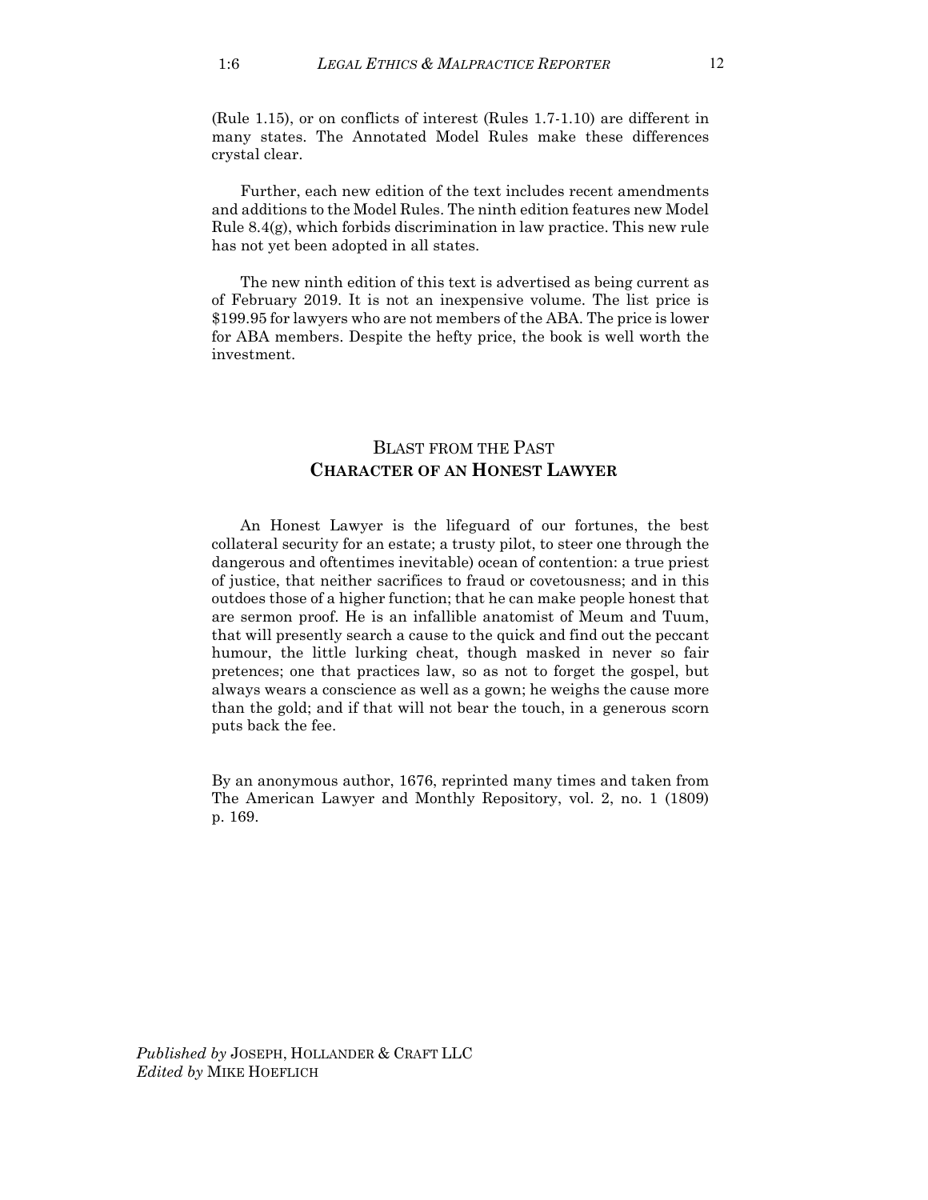(Rule 1.15), or on conflicts of interest (Rules 1.7-1.10) are different in many states. The Annotated Model Rules make these differences crystal clear.

Further, each new edition of the text includes recent amendments and additions to the Model Rules. The ninth edition features new Model Rule 8.4(g), which forbids discrimination in law practice. This new rule has not yet been adopted in all states.

The new ninth edition of this text is advertised as being current as of February 2019. It is not an inexpensive volume. The list price is $199.95 for lawyers who are not members of the ABA. The price is lower for ABA members. Despite the hefty price, the book is well worth the investment.

## BLAST FROM THE PAST
## **CHARACTER OF AN HONEST LAWYER**

An Honest Lawyer is the lifeguard of our fortunes, the best collateral security for an estate; a trusty pilot, to steer one through the dangerous and oftentimes inevitable) ocean of contention: a true priest of justice, that neither sacrifices to fraud or covetousness; and in this outdoes those of a higher function; that he can make people honest that are sermon proof. He is an infallible anatomist of Meum and Tuum, that will presently search a cause to the quick and find out the peccant humour, the little lurking cheat, though masked in never so fair pretences; one that practices law, so as not to forget the gospel, but always wears a conscience as well as a gown; he weighs the cause more than the gold; and if that will not bear the touch, in a generous scorn puts back the fee.

By an anonymous author, 1676, reprinted many times and taken from The American Lawyer and Monthly Repository, vol. 2, no. 1 (1809) p. 169.

*Published by* JOSEPH, HOLLANDER & CRAFT LLC
*Edited by* MIKE HOEFLICH